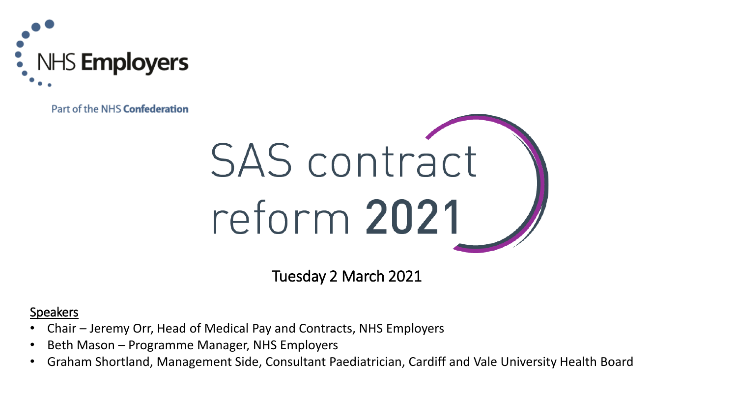NHS Employers

Part of the NHS Confederation

# SAS contract reform 2021

Tuesday 2 March 2021

Speakers

- Chair – Jeremy Orr, Head of Medical Pay and Contracts, NHS Employers
- Beth Mason – Programme Manager, NHS Employers
- Graham Shortland, Management Side, Consultant Paediatrician, Cardiff and Vale University Health Board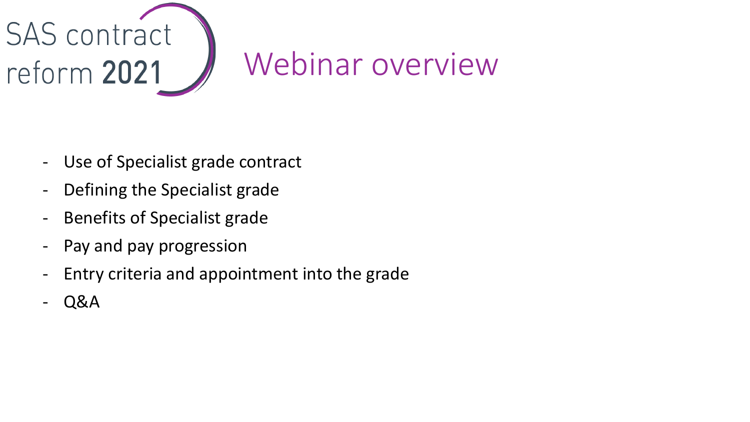SAS contract reform **2021**

# Webinar overview

- Use of Specialist grade contract
- Defining the Specialist grade
- Benefits of Specialist grade
- Pay and pay progression
- Entry criteria and appointment into the grade
- Q&A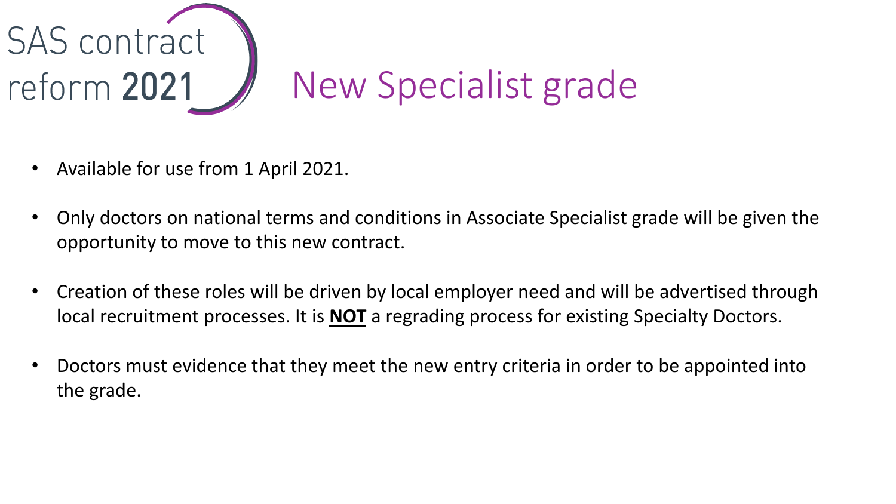SAS contract reform **2021**

# New Specialist grade

- Available for use from 1 April 2021.
- Only doctors on national terms and conditions in Associate Specialist grade will be given the opportunity to move to this new contract.
- Creation of these roles will be driven by local employer need and will be advertised through local recruitment processes. It is **NOT** a regrading process for existing Specialty Doctors.
- Doctors must evidence that they meet the new entry criteria in order to be appointed into the grade.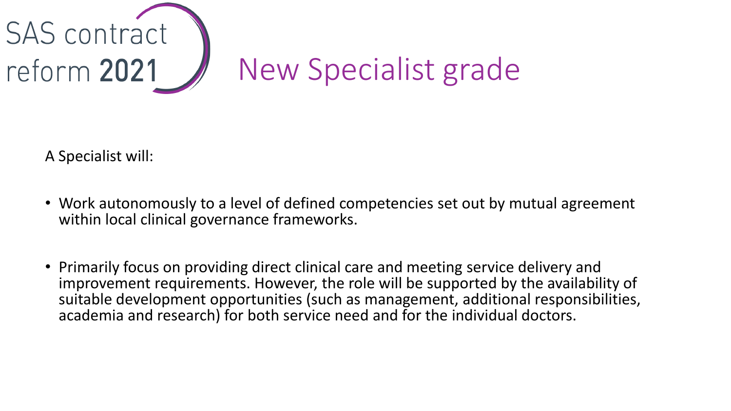SAS contract reform **2021**

# New Specialist grade

A Specialist will:

- Work autonomously to a level of defined competencies set out by mutual agreement within local clinical governance frameworks.
- Primarily focus on providing direct clinical care and meeting service delivery and improvement requirements. However, the role will be supported by the availability of suitable development opportunities (such as management, additional responsibilities, academia and research) for both service need and for the individual doctors.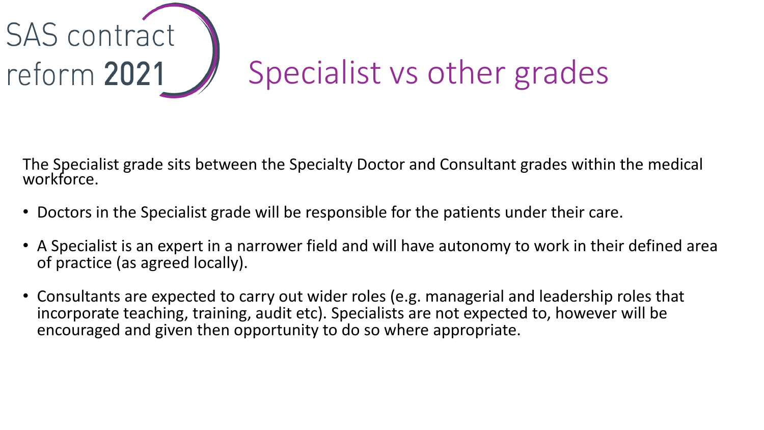SAS contract reform **2021**

# Specialist vs other grades

The Specialist grade sits between the Specialty Doctor and Consultant grades within the medical workforce.

- Doctors in the Specialist grade will be responsible for the patients under their care.
- A Specialist is an expert in a narrower field and will have autonomy to work in their defined area of practice (as agreed locally).
- Consultants are expected to carry out wider roles (e.g. managerial and leadership roles that incorporate teaching, training, audit etc). Specialists are not expected to, however will be encouraged and given then opportunity to do so where appropriate.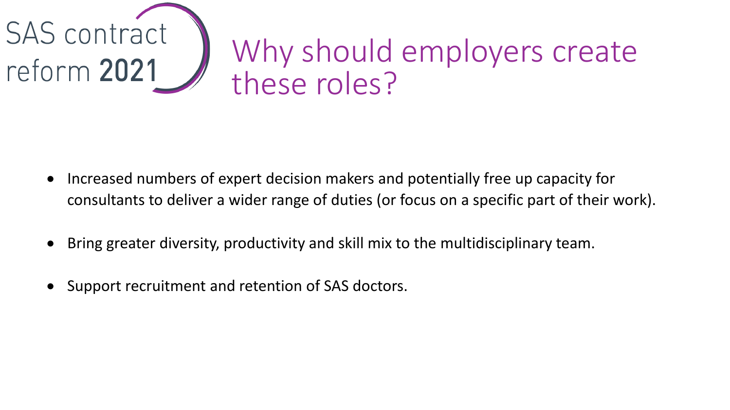SAS contract reform **2021**

# Why should employers create these roles?

- Increased numbers of expert decision makers and potentially free up capacity for consultants to deliver a wider range of duties (or focus on a specific part of their work).
- Bring greater diversity, productivity and skill mix to the multidisciplinary team.
- Support recruitment and retention of SAS doctors.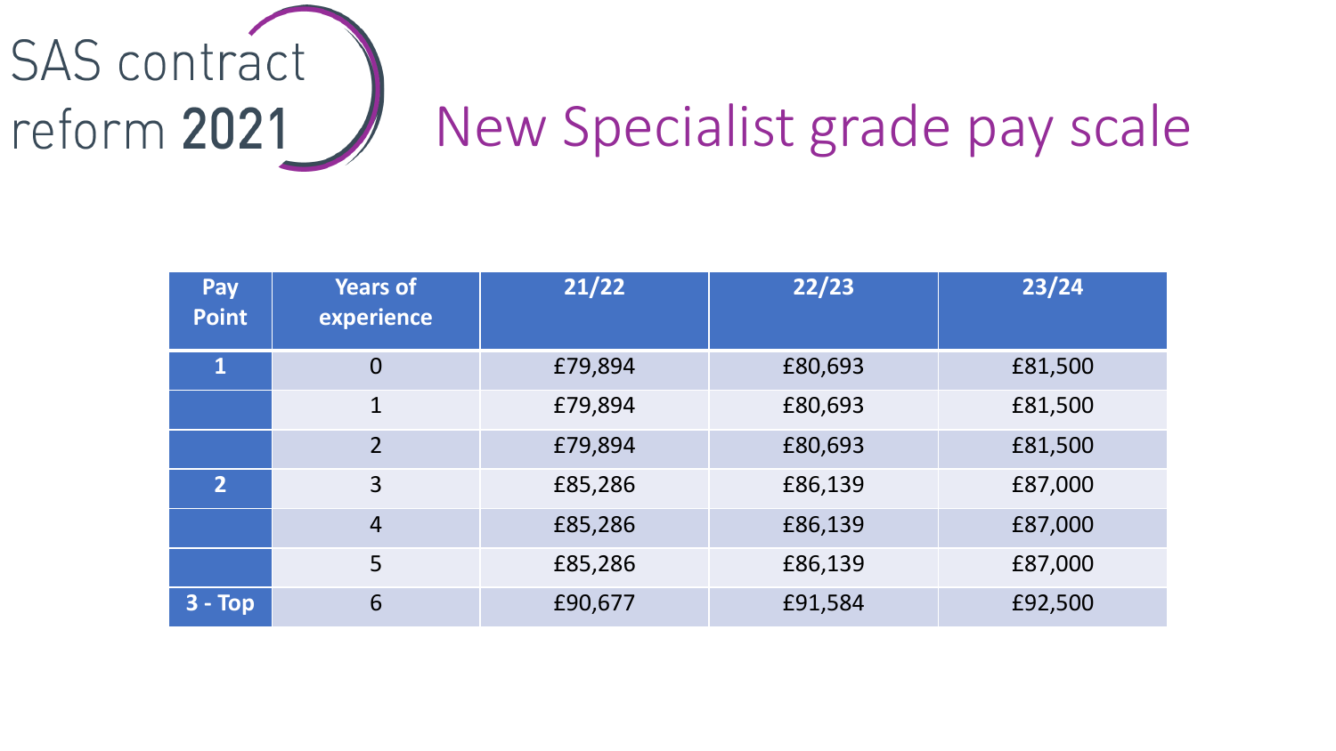SAS contract reform **2021**

# New Specialist grade pay scale

| Pay Point | Years of experience | 21/22 | 22/23 | 23/24 |
|---|---|---|---|---|
| **1** | 0 | £79,894 | £80,693 | £81,500 |
| | 1 | £79,894 | £80,693 | £81,500 |
| | 2 | £79,894 | £80,693 | £81,500 |
| **2** | 3 | £85,286 | £86,139 | £87,000 |
| | 4 | £85,286 | £86,139 | £87,000 |
| | 5 | £85,286 | £86,139 | £87,000 |
| **3 - Top** | 6 | £90,677 | £91,584 | £92,500 |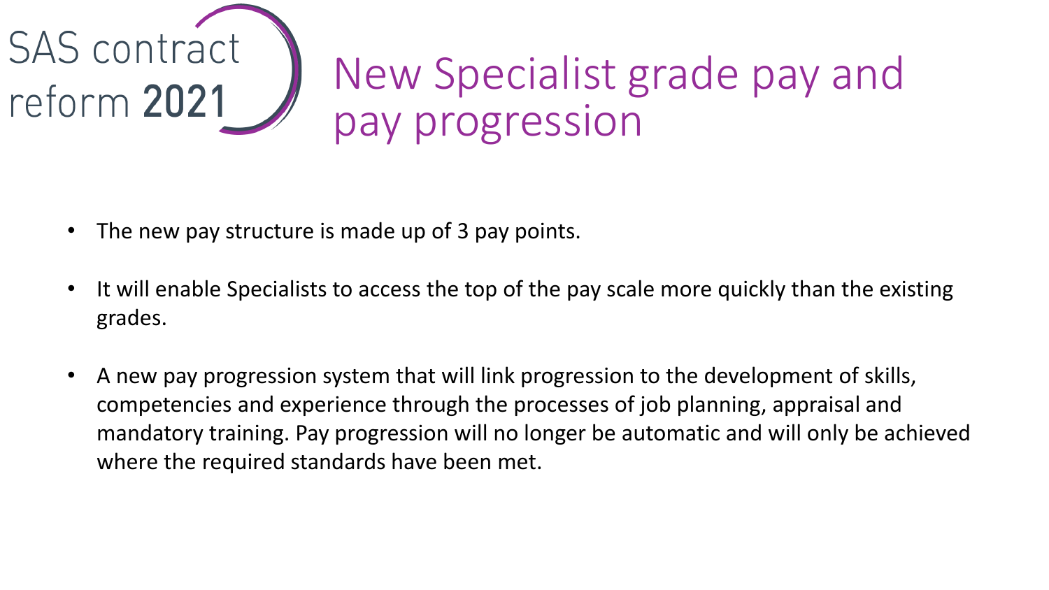# New Specialist grade pay and pay progression

- The new pay structure is made up of 3 pay points.
- It will enable Specialists to access the top of the pay scale more quickly than the existing grades.
- A new pay progression system that will link progression to the development of skills, competencies and experience through the processes of job planning, appraisal and mandatory training. Pay progression will no longer be automatic and will only be achieved where the required standards have been met.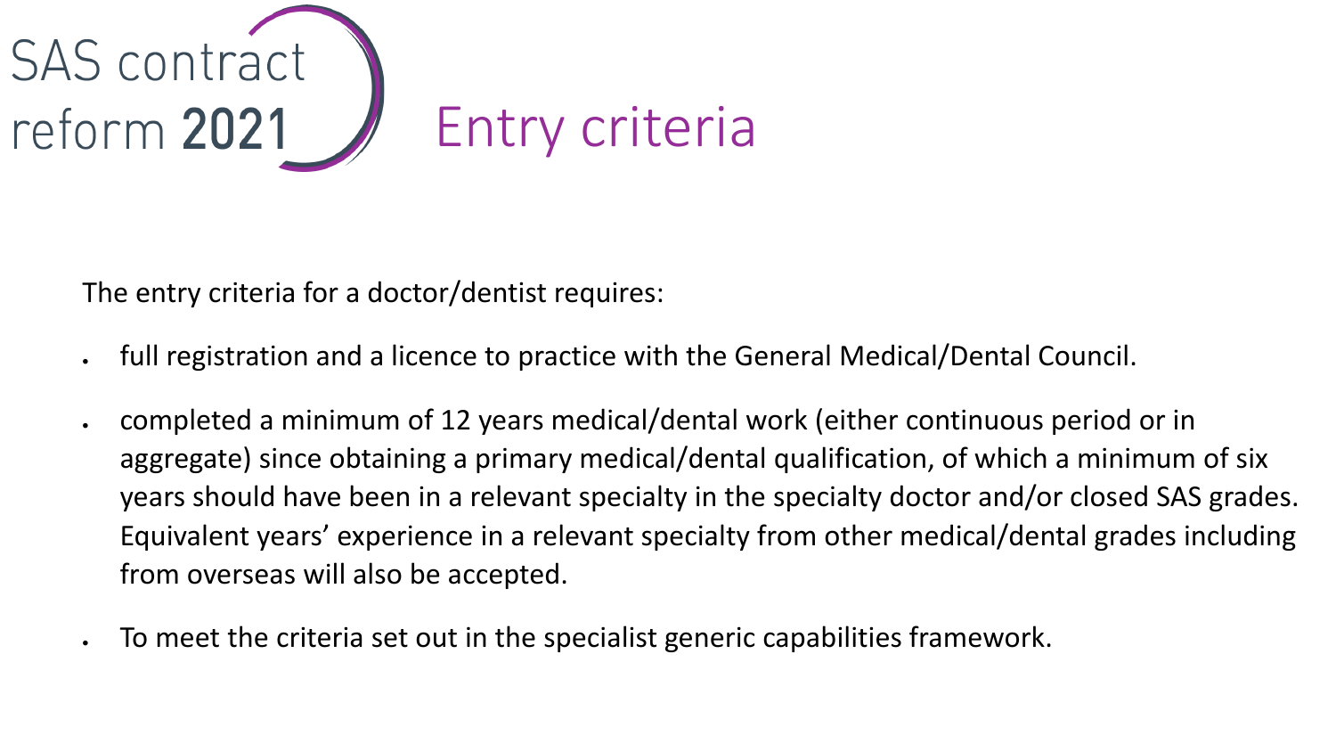SAS contract reform **2021**

# Entry criteria

The entry criteria for a doctor/dentist requires:

- full registration and a licence to practice with the General Medical/Dental Council.
- completed a minimum of 12 years medical/dental work (either continuous period or in aggregate) since obtaining a primary medical/dental qualification, of which a minimum of six years should have been in a relevant specialty in the specialty doctor and/or closed SAS grades. Equivalent years' experience in a relevant specialty from other medical/dental grades including from overseas will also be accepted.
- To meet the criteria set out in the specialist generic capabilities framework.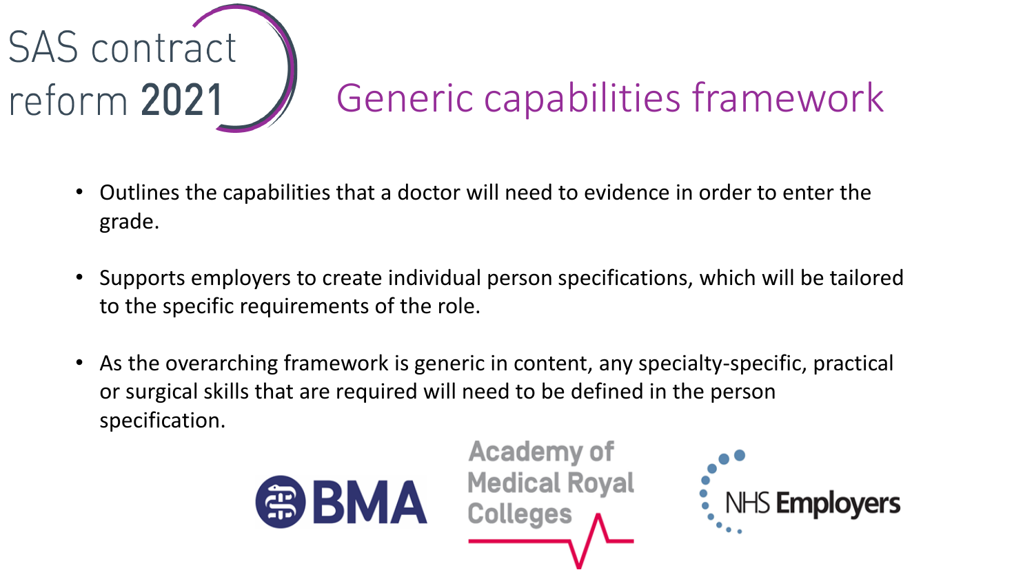SAS contract reform **2021**

# Generic capabilities framework

- Outlines the capabilities that a doctor will need to evidence in order to enter the grade.
- Supports employers to create individual person specifications, which will be tailored to the specific requirements of the role.
- As the overarching framework is generic in content, any specialty-specific, practical or surgical skills that are required will need to be defined in the person specification.

BMA | Academy of Medical Royal Colleges | NHS Employers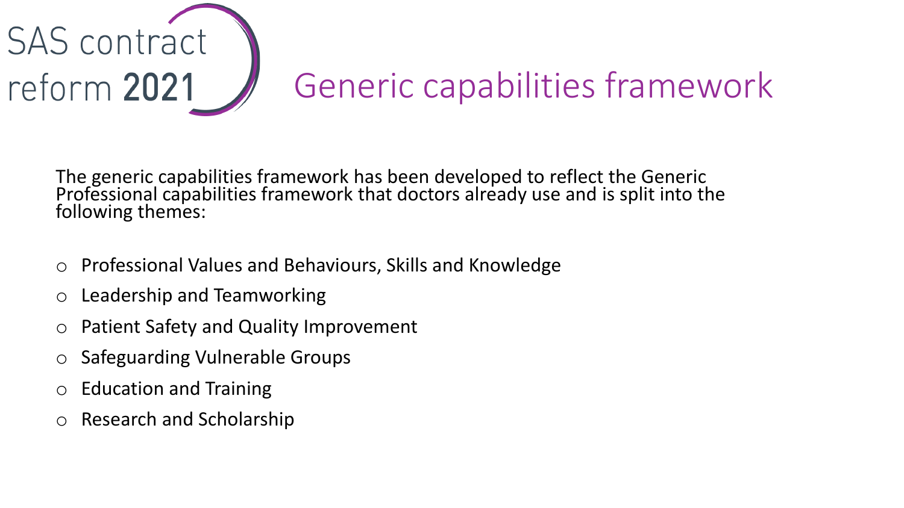SAS contract reform **2021**

# Generic capabilities framework

The generic capabilities framework has been developed to reflect the Generic Professional capabilities framework that doctors already use and is split into the following themes:

- Professional Values and Behaviours, Skills and Knowledge
- Leadership and Teamworking
- Patient Safety and Quality Improvement
- Safeguarding Vulnerable Groups
- Education and Training
- Research and Scholarship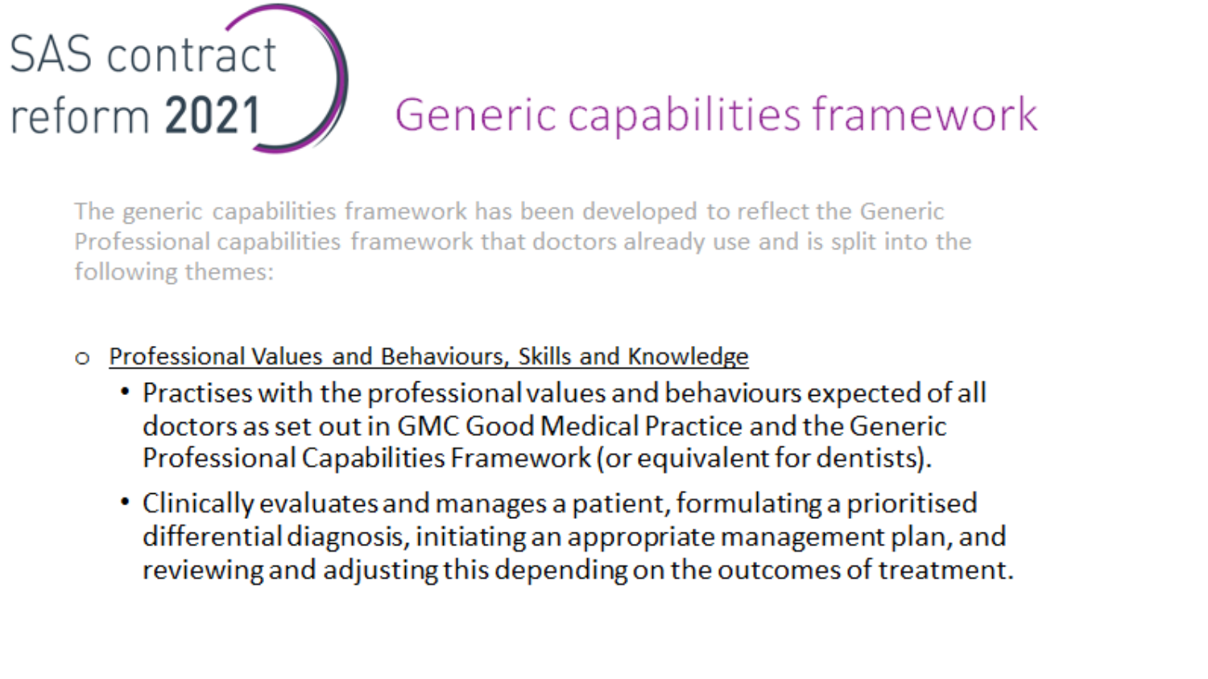SAS contract reform **2021**

# Generic capabilities framework

The generic capabilities framework has been developed to reflect the Generic Professional capabilities framework that doctors already use and is split into the following themes:

- <u>Professional Values and Behaviours, Skills and Knowledge</u>
  - Practises with the professional values and behaviours expected of all doctors as set out in GMC Good Medical Practice and the Generic Professional Capabilities Framework (or equivalent for dentists).
  - Clinically evaluates and manages a patient, formulating a prioritised differential diagnosis, initiating an appropriate management plan, and reviewing and adjusting this depending on the outcomes of treatment.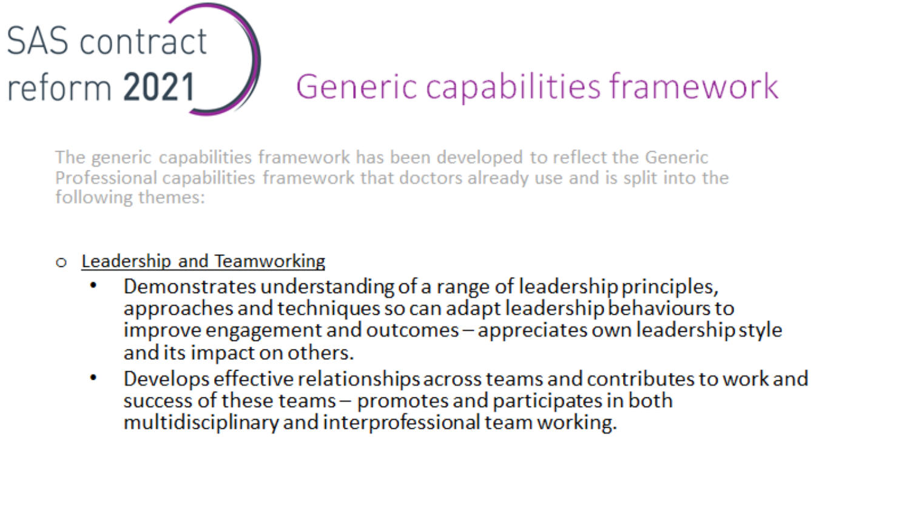SAS contract reform **2021**

# Generic capabilities framework

The generic capabilities framework has been developed to reflect the Generic Professional capabilities framework that doctors already use and is split into the following themes:

- <u>Leadership and Teamworking</u>
  - Demonstrates understanding of a range of leadership principles, approaches and techniques so can adapt leadership behaviours to improve engagement and outcomes – appreciates own leadership style and its impact on others.
  - Develops effective relationships across teams and contributes to work and success of these teams – promotes and participates in both multidisciplinary and interprofessional team working.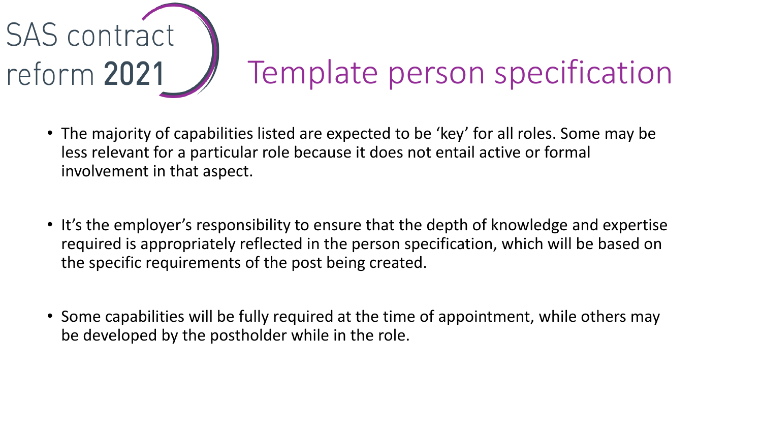SAS contract reform **2021**

# Template person specification

- The majority of capabilities listed are expected to be ‘key’ for all roles. Some may be less relevant for a particular role because it does not entail active or formal involvement in that aspect.

- It’s the employer’s responsibility to ensure that the depth of knowledge and expertise required is appropriately reflected in the person specification, which will be based on the specific requirements of the post being created.

- Some capabilities will be fully required at the time of appointment, while others may be developed by the postholder while in the role.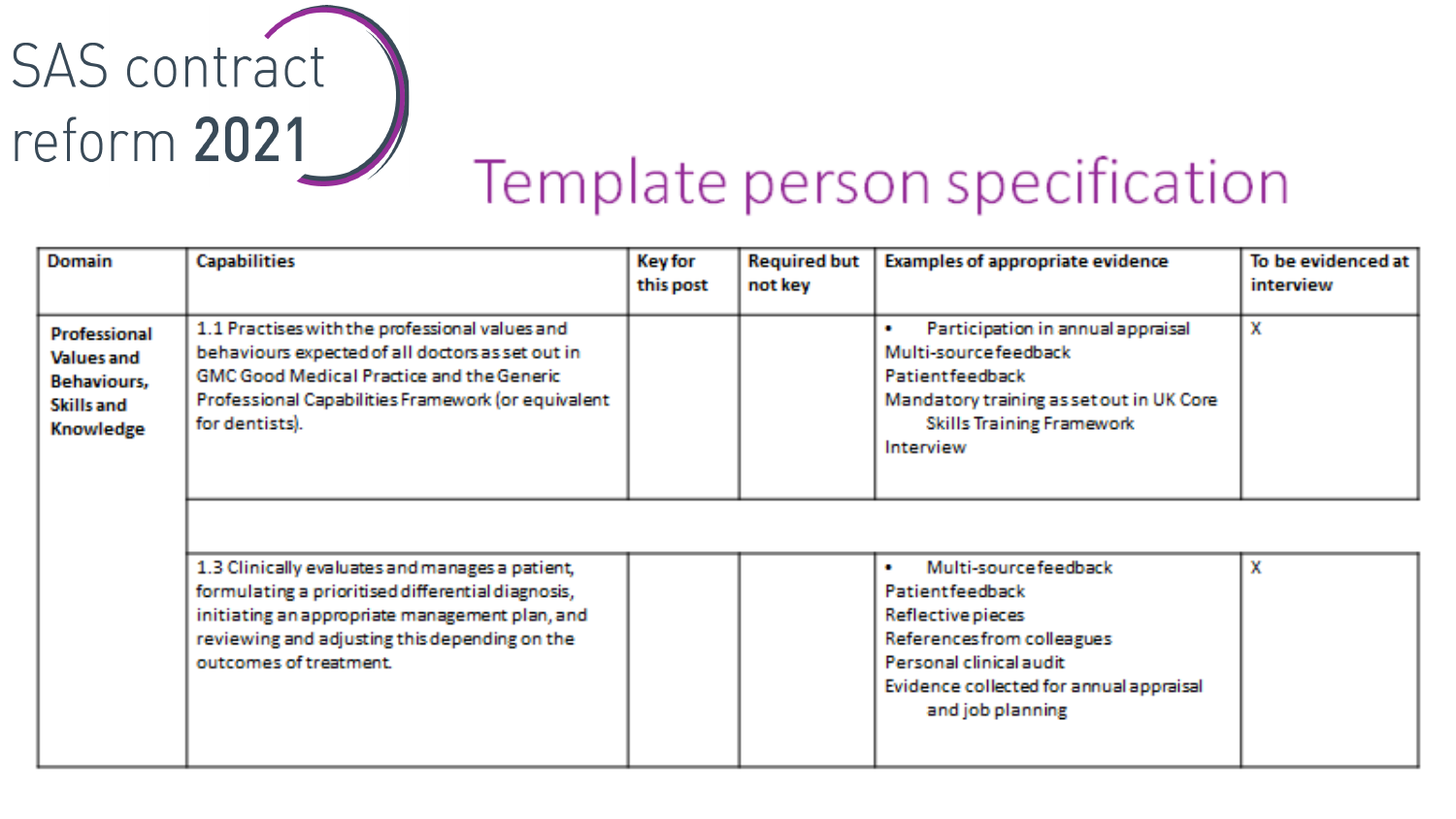SAS contract reform **2021**

# Template person specification

| Domain | Capabilities | Key for this post | Required but not key | Examples of appropriate evidence | To be evidenced at interview |
|---|---|---|---|---|---|
| **Professional Values and Behaviours, Skills and Knowledge** | 1.1 Practises with the professional values and behaviours expected of all doctors as set out in GMC Good Medical Practice and the Generic Professional Capabilities Framework (or equivalent for dentists). | | | • Participation in annual appraisal<br>Multi-source feedback<br>Patient feedback<br>Mandatory training as set out in UK Core Skills Training Framework<br>Interview | X |
| | | | | | |
| | 1.3 Clinically evaluates and manages a patient, formulating a prioritised differential diagnosis, initiating an appropriate management plan, and reviewing and adjusting this depending on the outcomes of treatment. | | | • Multi-source feedback<br>Patient feedback<br>Reflective pieces<br>References from colleagues<br>Personal clinical audit<br>Evidence collected for annual appraisal and job planning | X |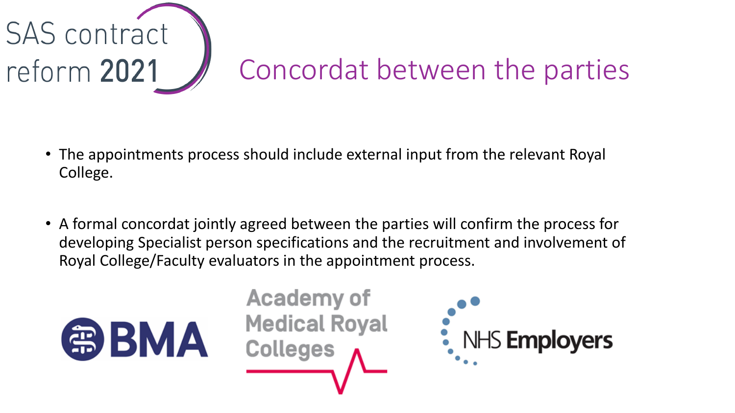SAS contract reform **2021**

# Concordat between the parties

- The appointments process should include external input from the relevant Royal College.
- A formal concordat jointly agreed between the parties will confirm the process for developing Specialist person specifications and the recruitment and involvement of Royal College/Faculty evaluators in the appointment process.

BMA

Academy of Medical Royal Colleges

NHS Employers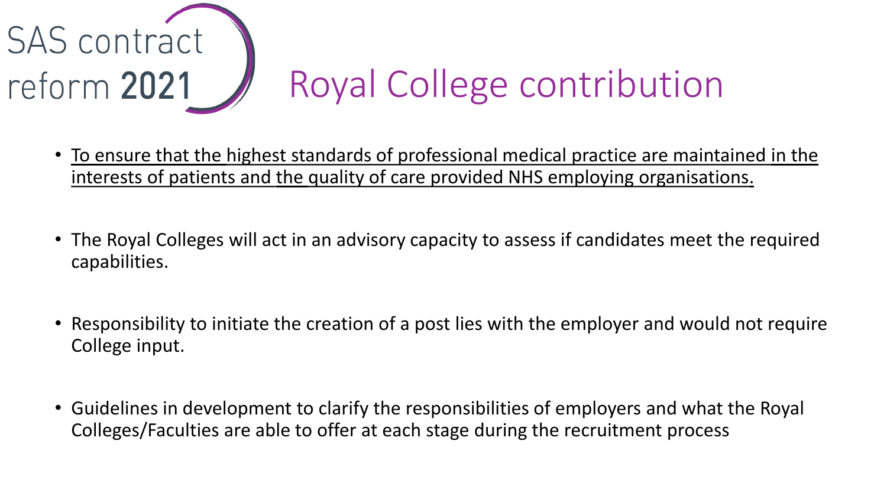SAS contract reform **2021**

# Royal College contribution

- <u>To ensure that the highest standards of professional medical practice are maintained in the interests of patients and the quality of care provided NHS employing organisations.</u>

- The Royal Colleges will act in an advisory capacity to assess if candidates meet the required capabilities.

- Responsibility to initiate the creation of a post lies with the employer and would not require College input.

- Guidelines in development to clarify the responsibilities of employers and what the Royal Colleges/Faculties are able to offer at each stage during the recruitment process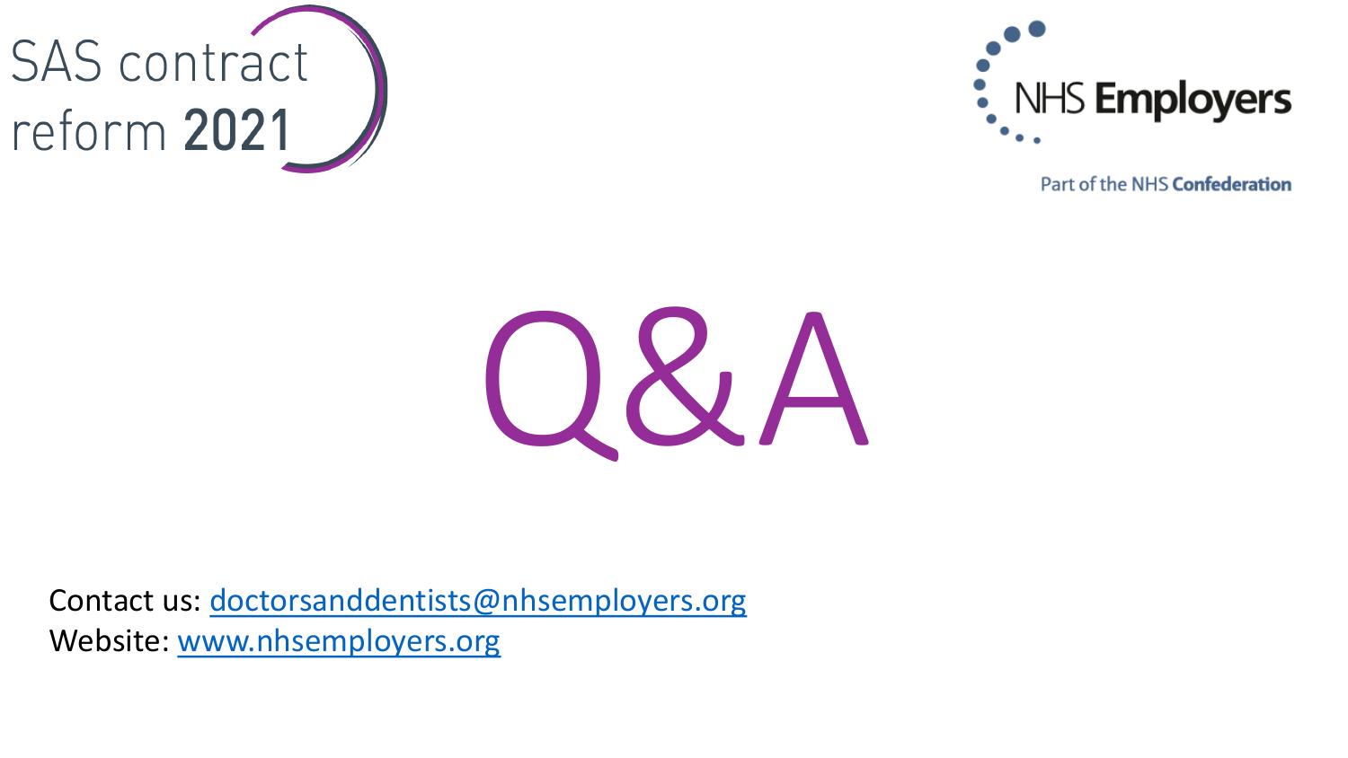SAS contract reform **2021**

NHS Employers

Part of the NHS **Confederation**

# Q&A

Contact us: doctorsanddentists@nhsemployers.org
Website: www.nhsemployers.org